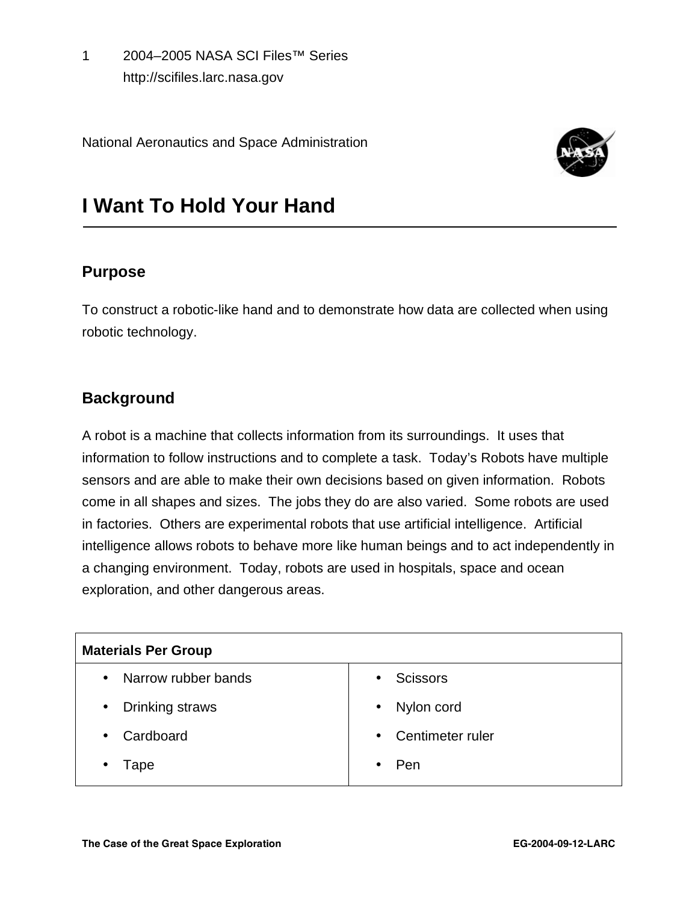National Aeronautics and Space Administration

# I Want To Hold Your Hand

## Purpose

To construct a robotic-like hand and to demonstrate how data are collected when using robotic technology.

## Background

A robot is a machine that collects information from its surroundings. It uses that information to follow instructions and to complete a task. Today's Robots have multiple sensors and are able to make their own decisions based on given information. Robots come in all shapes and sizes. The jobs they do are also varied. Some robots are used in factories. Others are experimental robots that use artificial intelligence. Artificial intelligence allows robots to behave more like human beings and to act independently in a changing environment. Today, robots are used in hospitals, space and ocean exploration, and other dangerous areas.

| Materials Per Group | |
|---|---|
| • Narrow rubber bands | • Scissors |
| • Drinking straws | • Nylon cord |
| • Cardboard | • Centimeter ruler |
| • Tape | • Pen |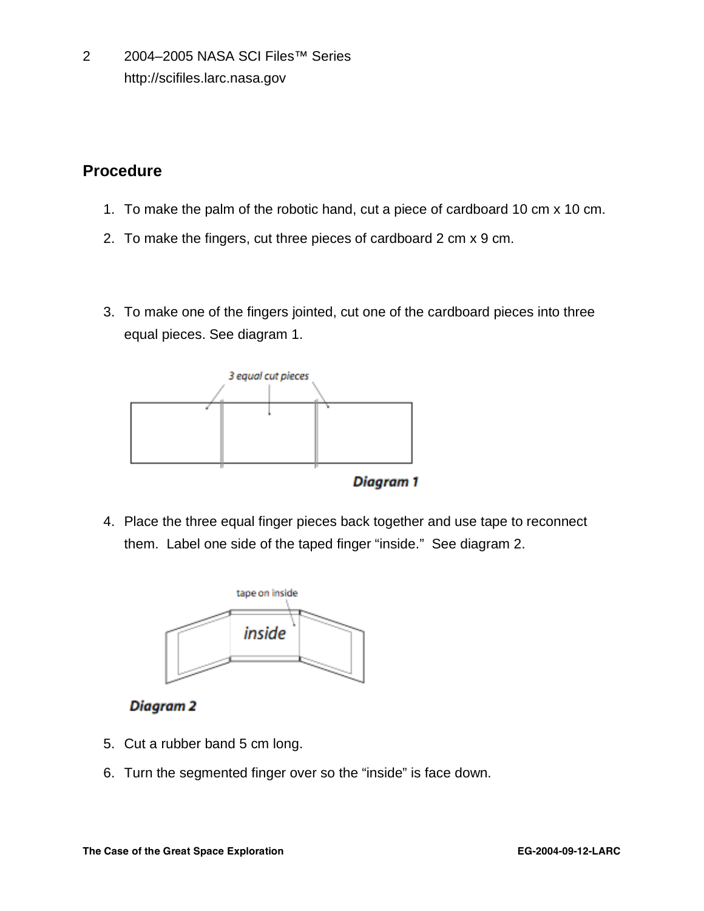## Procedure

1. To make the palm of the robotic hand, cut a piece of cardboard 10 cm x 10 cm.
2. To make the fingers, cut three pieces of cardboard 2 cm x 9 cm.
3. To make one of the fingers jointed, cut one of the cardboard pieces into three equal pieces. See diagram 1.

3 equal cut pieces

Diagram 1

4. Place the three equal finger pieces back together and use tape to reconnect them. Label one side of the taped finger "inside." See diagram 2.

tape on inside

inside

Diagram 2

5. Cut a rubber band 5 cm long.
6. Turn the segmented finger over so the "inside" is face down.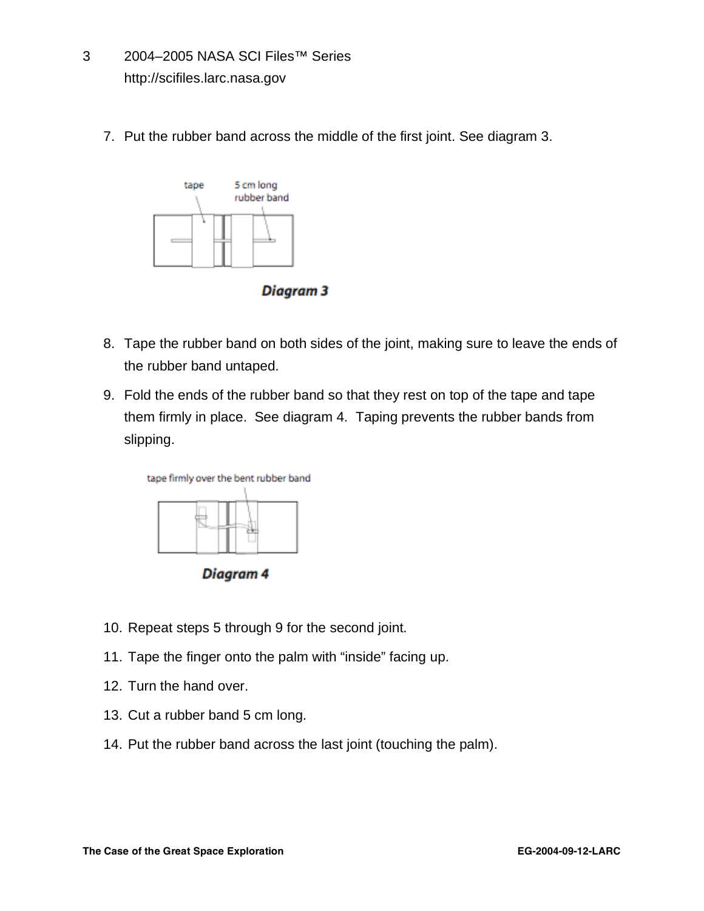7. Put the rubber band across the middle of the first joint. See diagram 3.

tape

5 cm long rubber band

**Diagram 3**

8. Tape the rubber band on both sides of the joint, making sure to leave the ends of the rubber band untaped.
9. Fold the ends of the rubber band so that they rest on top of the tape and tape them firmly in place. See diagram 4. Taping prevents the rubber bands from slipping.

tape firmly over the bent rubber band

**Diagram 4**

10. Repeat steps 5 through 9 for the second joint.
11. Tape the finger onto the palm with "inside" facing up.
12. Turn the hand over.
13. Cut a rubber band 5 cm long.
14. Put the rubber band across the last joint (touching the palm).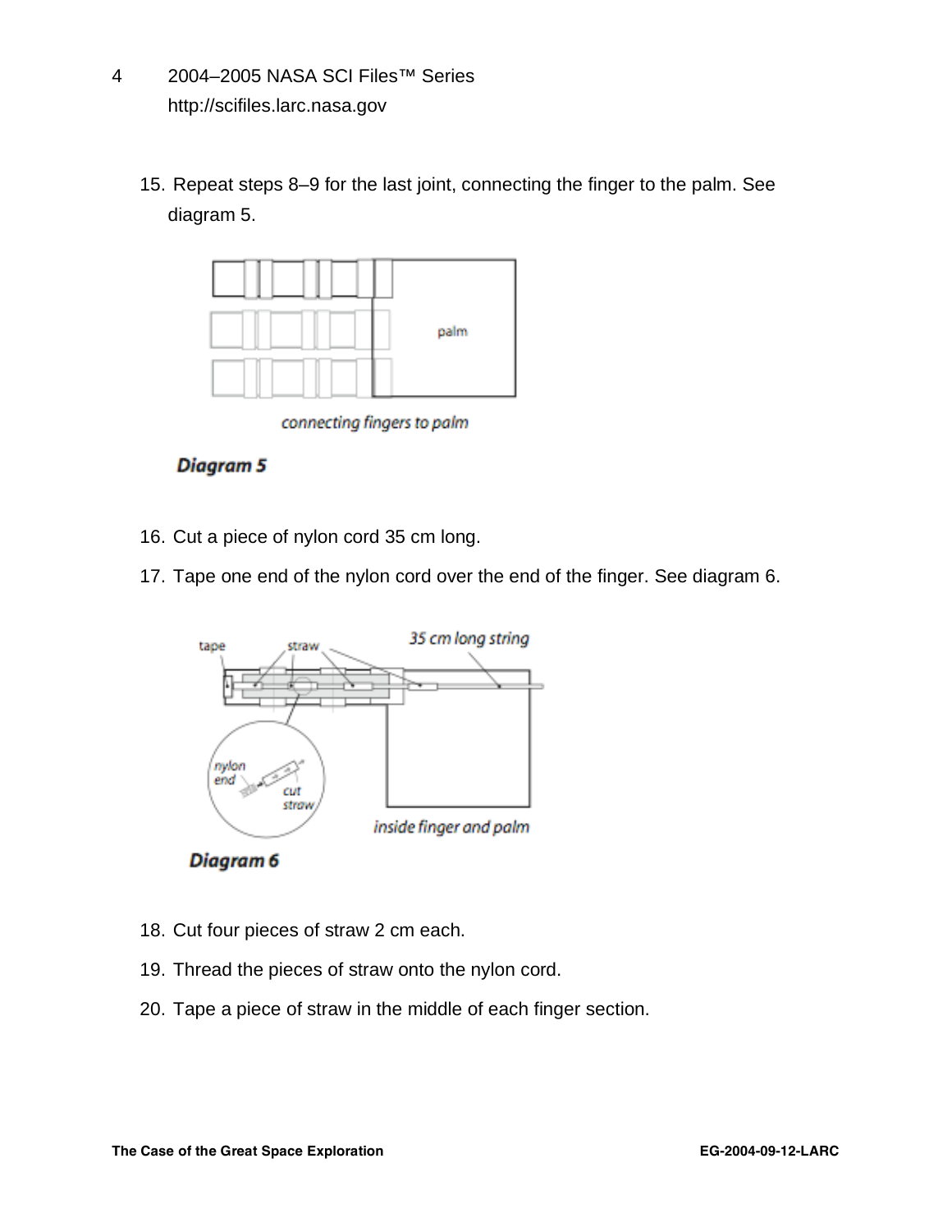15. Repeat steps 8–9 for the last joint, connecting the finger to the palm. See diagram 5.

connecting fingers to palm

**Diagram 5**

16. Cut a piece of nylon cord 35 cm long.
17. Tape one end of the nylon cord over the end of the finger. See diagram 6.

inside finger and palm

**Diagram 6**

18. Cut four pieces of straw 2 cm each.
19. Thread the pieces of straw onto the nylon cord.
20. Tape a piece of straw in the middle of each finger section.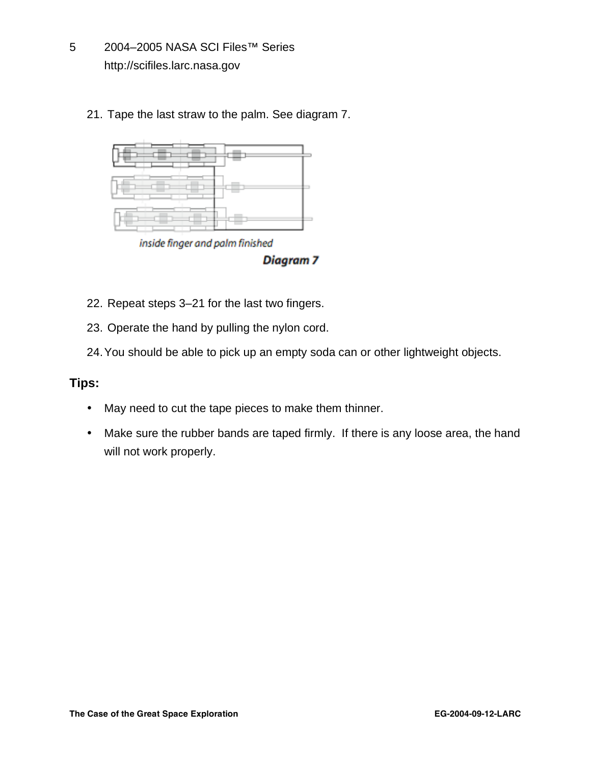21. Tape the last straw to the palm. See diagram 7.

*inside finger and palm finished*

**Diagram 7**

22. Repeat steps 3–21 for the last two fingers.
23. Operate the hand by pulling the nylon cord.
24. You should be able to pick up an empty soda can or other lightweight objects.

**Tips:**

- May need to cut the tape pieces to make them thinner.
- Make sure the rubber bands are taped firmly. If there is any loose area, the hand will not work properly.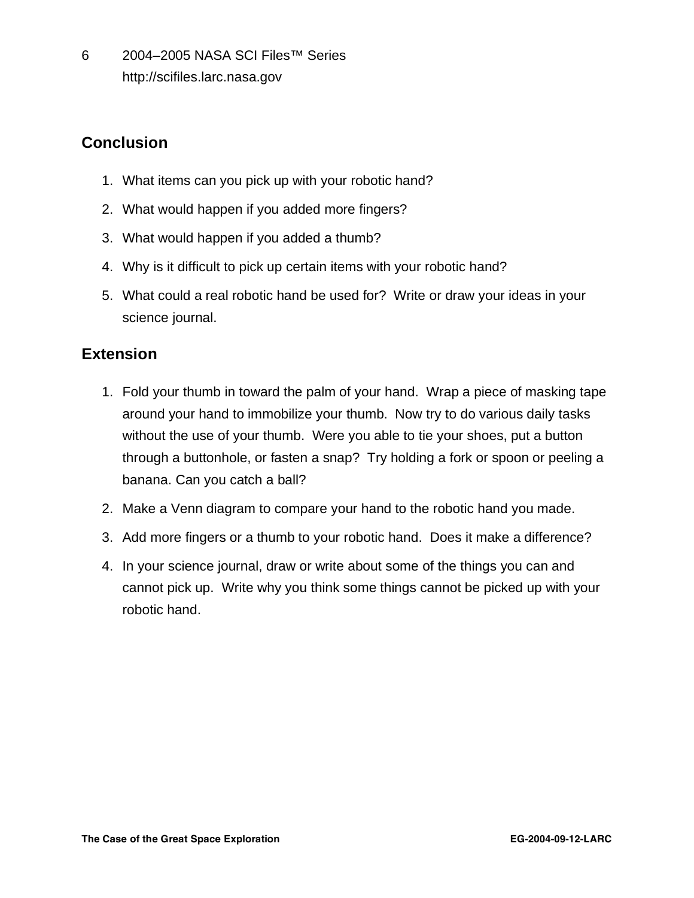## Conclusion

1. What items can you pick up with your robotic hand?
2. What would happen if you added more fingers?
3. What would happen if you added a thumb?
4. Why is it difficult to pick up certain items with your robotic hand?
5. What could a real robotic hand be used for? Write or draw your ideas in your science journal.

## Extension

1. Fold your thumb in toward the palm of your hand. Wrap a piece of masking tape around your hand to immobilize your thumb. Now try to do various daily tasks without the use of your thumb. Were you able to tie your shoes, put a button through a buttonhole, or fasten a snap? Try holding a fork or spoon or peeling a banana. Can you catch a ball?
2. Make a Venn diagram to compare your hand to the robotic hand you made.
3. Add more fingers or a thumb to your robotic hand. Does it make a difference?
4. In your science journal, draw or write about some of the things you can and cannot pick up. Write why you think some things cannot be picked up with your robotic hand.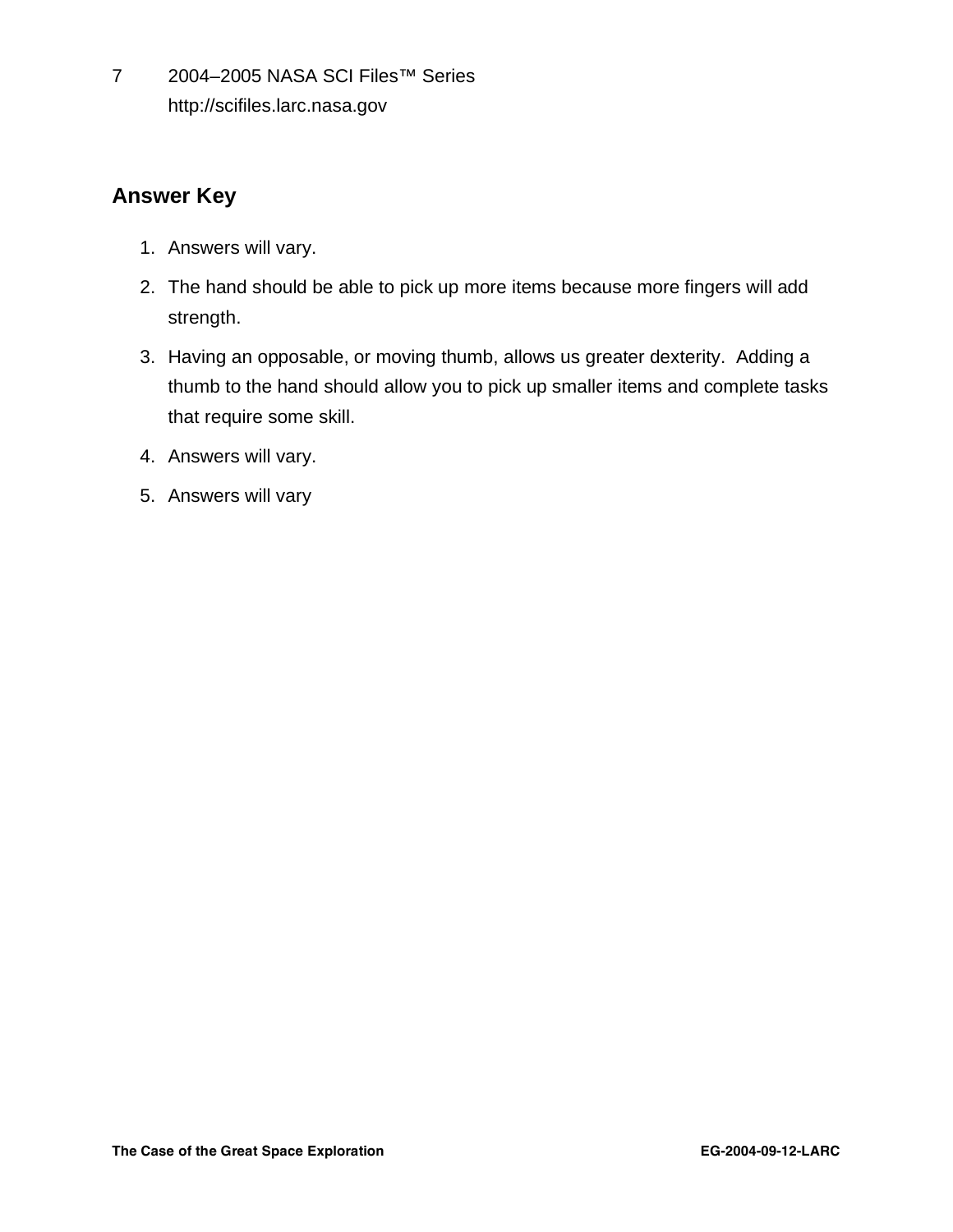## Answer Key

1. Answers will vary.
2. The hand should be able to pick up more items because more fingers will add strength.
3. Having an opposable, or moving thumb, allows us greater dexterity. Adding a thumb to the hand should allow you to pick up smaller items and complete tasks that require some skill.
4. Answers will vary.
5. Answers will vary